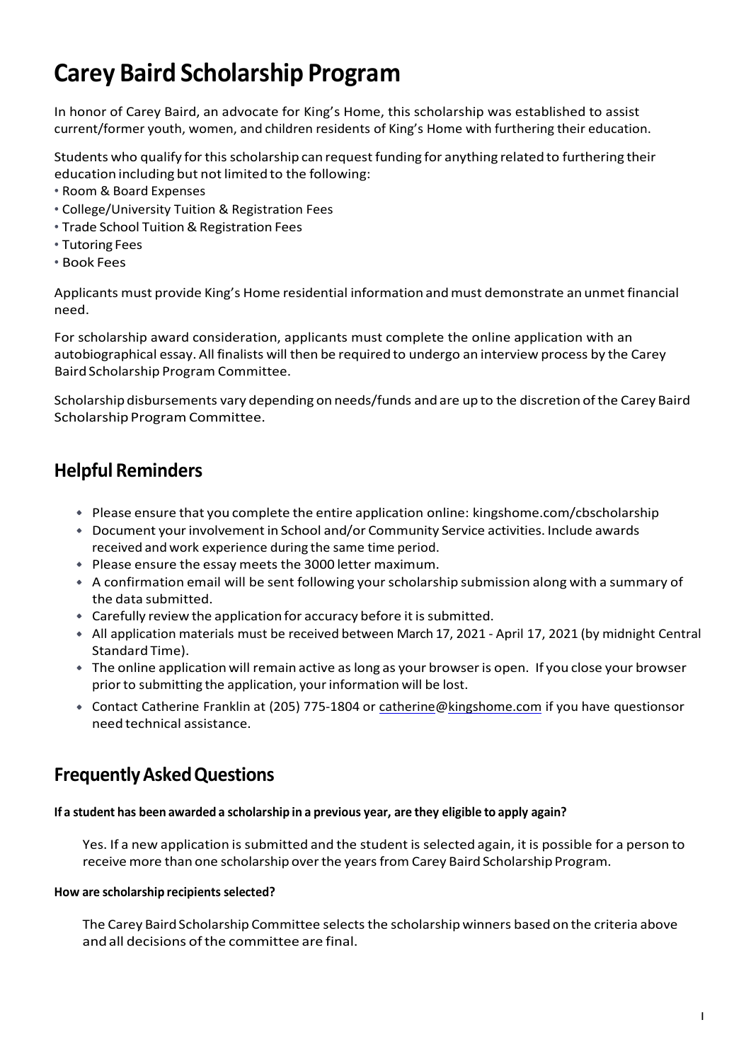# Carey Baird Scholarship Program

In honor of Carey Baird, an advocate for King's Home, this scholarship was established to assist current/former youth, women, and children residents of King's Home with furthering their education.

Students who qualify for this scholarship can request funding for anything related to furthering their education including but not limited to the following:

- Room & Board Expenses
- College/University Tuition & Registration Fees
- Trade School Tuition & Registration Fees
- Tutoring Fees
- Book Fees

Applicants must provide King's Home residential information and must demonstrate an unmet financial need.

For scholarship award consideration, applicants must complete the online application with an autobiographical essay. All finalists will then be required to undergo an interview process by the Carey Baird Scholarship Program Committee.

Scholarship disbursements vary depending on needs/funds and are up to the discretion of the Carey Baird Scholarship Program Committee.

## Helpful Reminders

- Please ensure that you complete the entire application online: kingshome.com/cbscholarship
- Document your involvement in School and/or Community Service activities. Include awards received and work experience during the same time period.
- Please ensure the essay meets the 3000 letter maximum.
- A confirmation email will be sent following your scholarship submission along with a summary of the data submitted.
- Carefully review the application for accuracy before it is submitted.
- All application materials must be received between March 17, 2021 - April 17, 2021 (by midnight Central Standard Time).
- The online application will remain active as long as your browser is open. If you close your browser prior to submitting the application, your information will be lost.
- Contact Catherine Franklin at (205) 775-1804 or catherine@kingshome.com if you have questionsor need technical assistance.

## Frequently Asked Questions

**If a student has been awarded a scholarship in a previous year, are they eligible to apply again?**

Yes. If a new application is submitted and the student is selected again, it is possible for a person to receive more than one scholarship over the years from Carey Baird Scholarship Program.

**How are scholarship recipients selected?**

The Carey Baird Scholarship Committee selects the scholarship winners based on the criteria above and all decisions of the committee are final.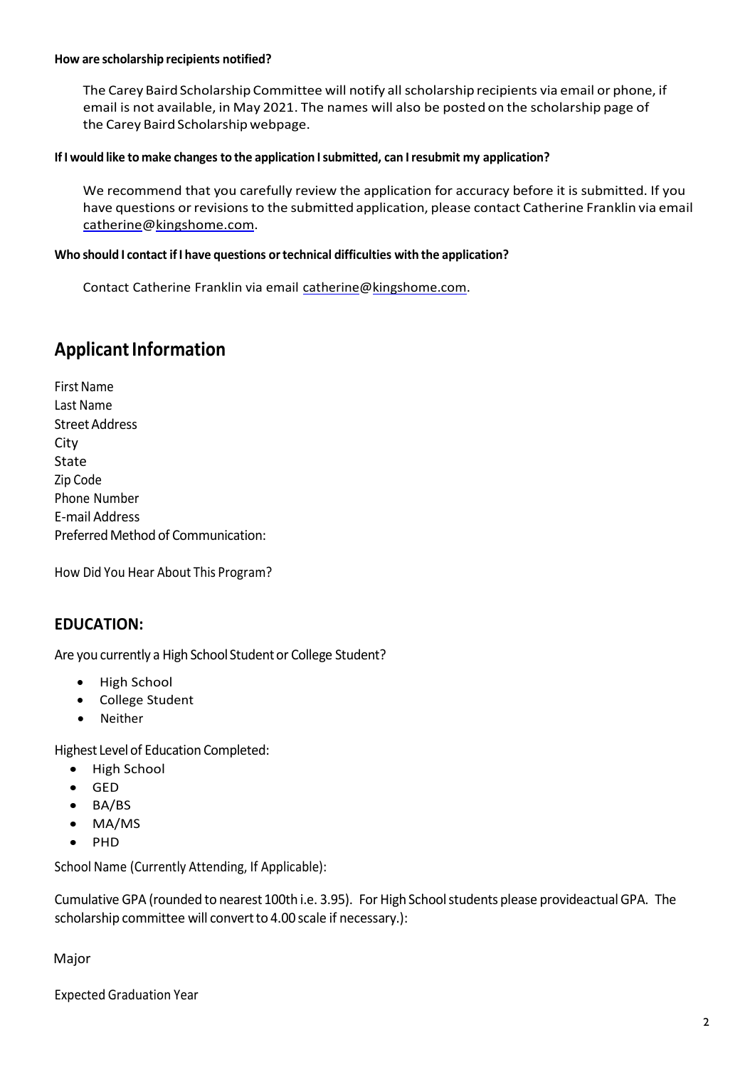**How are scholarship recipients notified?**

The Carey Baird Scholarship Committee will notify all scholarship recipients via email or phone, if email is not available, in May 2021. The names will also be posted on the scholarship page of the Carey Baird Scholarship webpage.

**If I would like to make changes to the application I submitted, can I resubmit my application?**

We recommend that you carefully review the application for accuracy before it is submitted. If you have questions or revisions to the submitted application, please contact Catherine Franklin via email catherine@kingshome.com.

**Who should I contact if I have questions or technical difficulties with the application?**

Contact Catherine Franklin via email catherine@kingshome.com.

# Applicant Information

First Name
Last Name
Street Address
City
State
Zip Code
Phone Number
E-mail Address
Preferred Method of Communication:

How Did You Hear About This Program?

## EDUCATION:

Are you currently a High School Student or College Student?

- High School
- College Student
- Neither

Highest Level of Education Completed:

- High School
- GED
- BA/BS
- MA/MS
- PHD

School Name (Currently Attending, If Applicable):

Cumulative GPA (rounded to nearest 100th i.e. 3.95). For High School students please provideactual GPA. The scholarship committee will convert to 4.00 scale if necessary.):

Major

Expected Graduation Year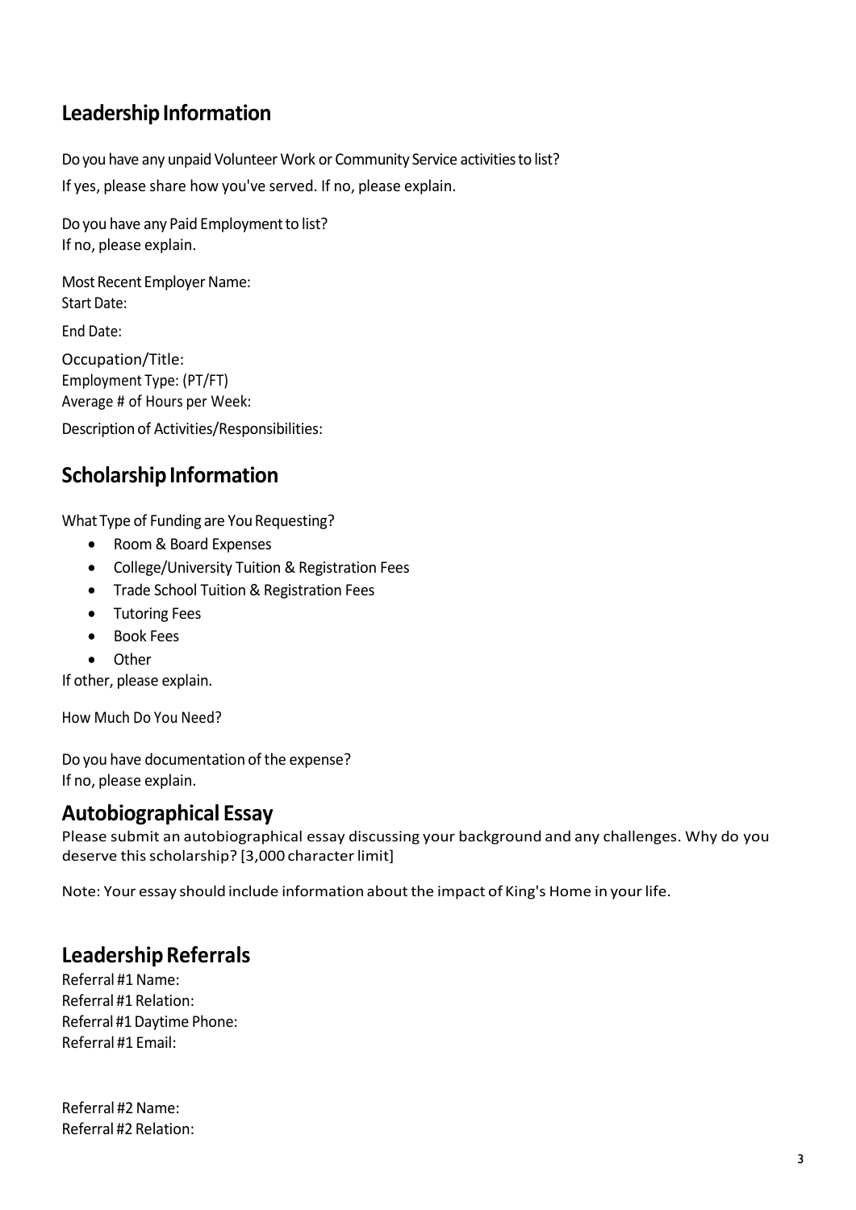## Leadership Information

Do you have any unpaid Volunteer Work or Community Service activities to list?
If yes, please share how you've served. If no, please explain.

Do you have any Paid Employment to list?
If no, please explain.

Most Recent Employer Name:
Start Date:

End Date:

Occupation/Title:
Employment Type: (PT/FT)
Average # of Hours per Week:

Description of Activities/Responsibilities:

## Scholarship Information

What Type of Funding are You Requesting?

- Room & Board Expenses
- College/University Tuition & Registration Fees
- Trade School Tuition & Registration Fees
- Tutoring Fees
- Book Fees
- Other

If other, please explain.

How Much Do You Need?

Do you have documentation of the expense?
If no, please explain.

## Autobiographical Essay

Please submit an autobiographical essay discussing your background and any challenges. Why do you deserve this scholarship? [3,000 character limit]

Note: Your essay should include information about the impact of King's Home in your life.

## Leadership Referrals

Referral #1 Name:
Referral #1 Relation:
Referral #1 Daytime Phone:
Referral #1 Email:

Referral #2 Name:
Referral #2 Relation: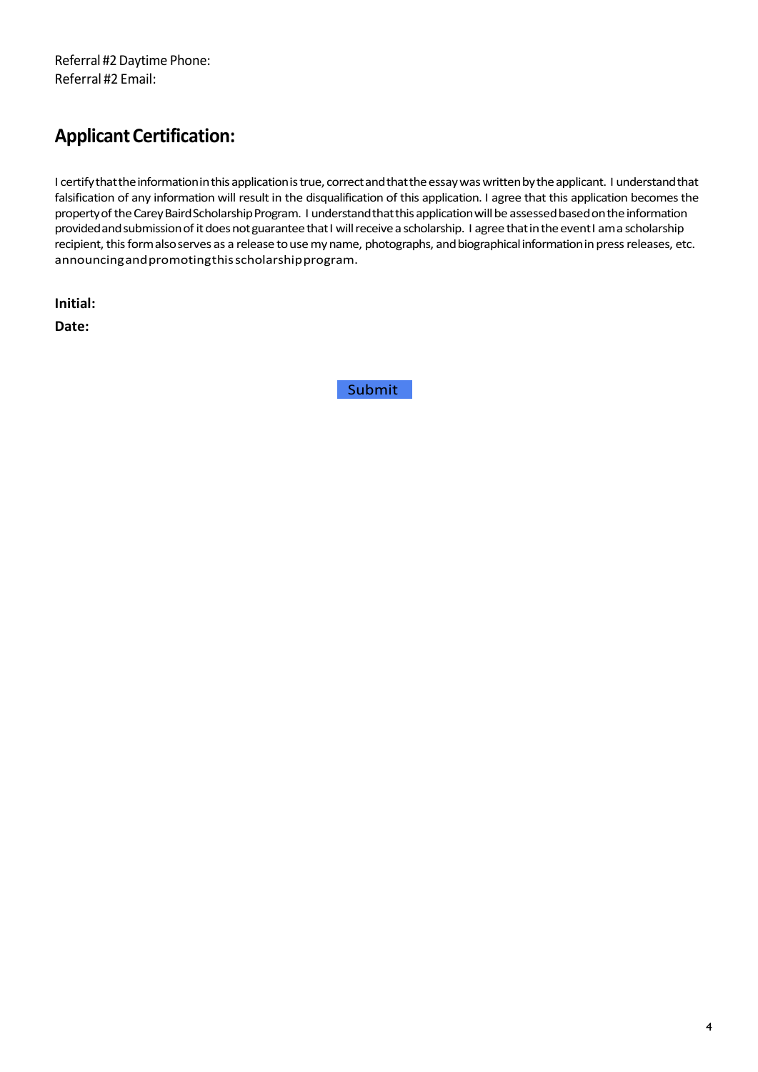Referral #2 Daytime Phone:
Referral #2 Email:

## Applicant Certification:

I certify that the information in this application is true, correct and that the essay was written by the applicant. I understand that falsification of any information will result in the disqualification of this application. I agree that this application becomes the property of the Carey Baird Scholarship Program. I understand that this application will be assessed based on the information provided and submission of it does not guarantee that I will receive a scholarship. I agree that in the event I am a scholarship recipient, this form also serves as a release to use my name, photographs, and biographical information in press releases, etc. announcing and promoting this scholarship program.

**Initial:**

**Date:**

Submit